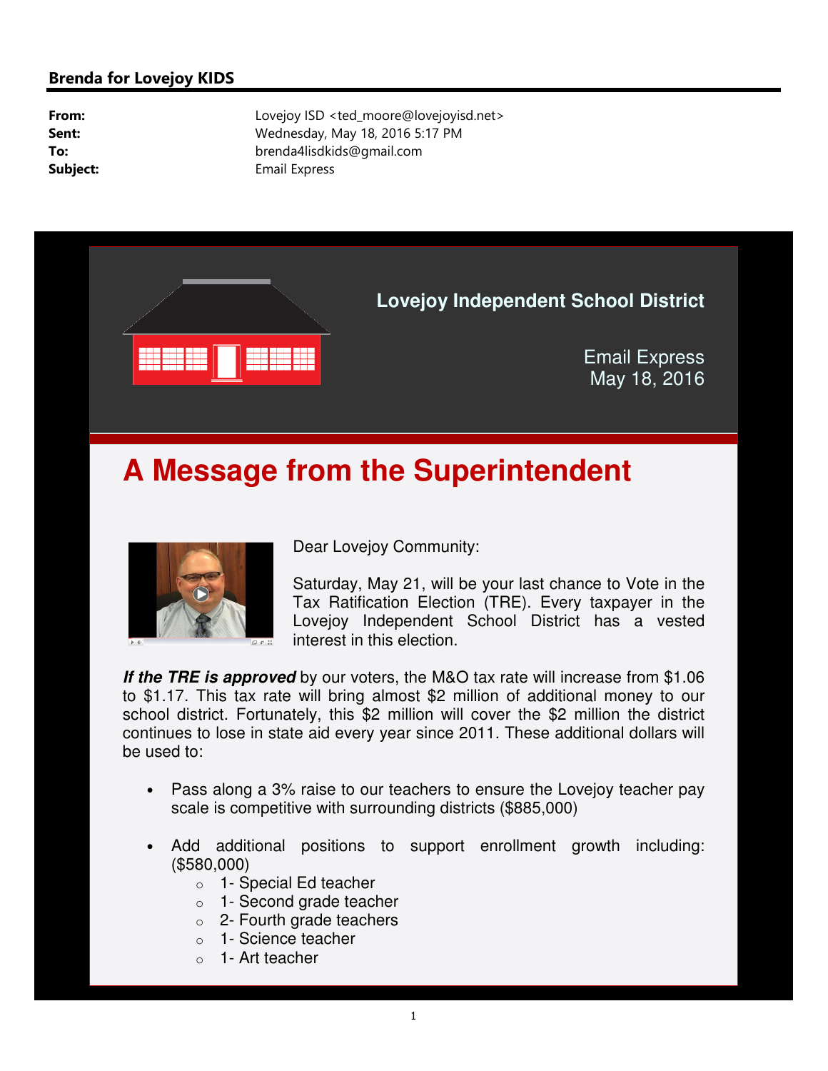**Brenda for Lovejoy KIDS**

| | |
|---|---|
| **From:** | Lovejoy ISD <ted_moore@lovejoyisd.net> |
| **Sent:** | Wednesday, May 18, 2016 5:17 PM |
| **To:** | brenda4lisdkids@gmail.com |
| **Subject:** | Email Express |

**Lovejoy Independent School District**

Email Express
May 18, 2016

# A Message from the Superintendent

Dear Lovejoy Community:

Saturday, May 21, will be your last chance to Vote in the Tax Ratification Election (TRE). Every taxpayer in the Lovejoy Independent School District has a vested interest in this election.

***If the TRE is approved*** by our voters, the M&O tax rate will increase from $1.06 to $1.17. This tax rate will bring almost $2 million of additional money to our school district. Fortunately, this $2 million will cover the $2 million the district continues to lose in state aid every year since 2011. These additional dollars will be used to:

- Pass along a 3% raise to our teachers to ensure the Lovejoy teacher pay scale is competitive with surrounding districts ($885,000)
- Add additional positions to support enrollment growth including: ($580,000)
  - 1- Special Ed teacher
  - 1- Second grade teacher
  - 2- Fourth grade teachers
  - 1- Science teacher
  - 1- Art teacher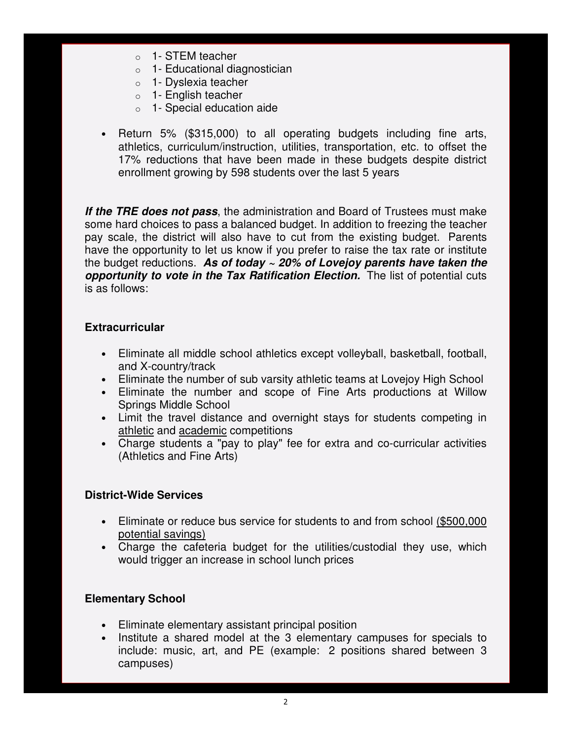- 1- STEM teacher
- 1- Educational diagnostician
- 1- Dyslexia teacher
- 1- English teacher
- 1- Special education aide

- Return 5% ($315,000) to all operating budgets including fine arts, athletics, curriculum/instruction, utilities, transportation, etc. to offset the 17% reductions that have been made in these budgets despite district enrollment growing by 598 students over the last 5 years

***If the TRE does not pass***, the administration and Board of Trustees must make some hard choices to pass a balanced budget. In addition to freezing the teacher pay scale, the district will also have to cut from the existing budget. Parents have the opportunity to let us know if you prefer to raise the tax rate or institute the budget reductions. ***As of today ~ 20% of Lovejoy parents have taken the opportunity to vote in the Tax Ratification Election.*** The list of potential cuts is as follows:

**Extracurricular**

- Eliminate all middle school athletics except volleyball, basketball, football, and X-country/track
- Eliminate the number of sub varsity athletic teams at Lovejoy High School
- Eliminate the number and scope of Fine Arts productions at Willow Springs Middle School
- Limit the travel distance and overnight stays for students competing in <u>athletic</u> and <u>academic</u> competitions
- Charge students a "pay to play" fee for extra and co-curricular activities (Athletics and Fine Arts)

**District-Wide Services**

- Eliminate or reduce bus service for students to and from school <u>($500,000 potential savings)</u>
- Charge the cafeteria budget for the utilities/custodial they use, which would trigger an increase in school lunch prices

**Elementary School**

- Eliminate elementary assistant principal position
- Institute a shared model at the 3 elementary campuses for specials to include: music, art, and PE (example: 2 positions shared between 3 campuses)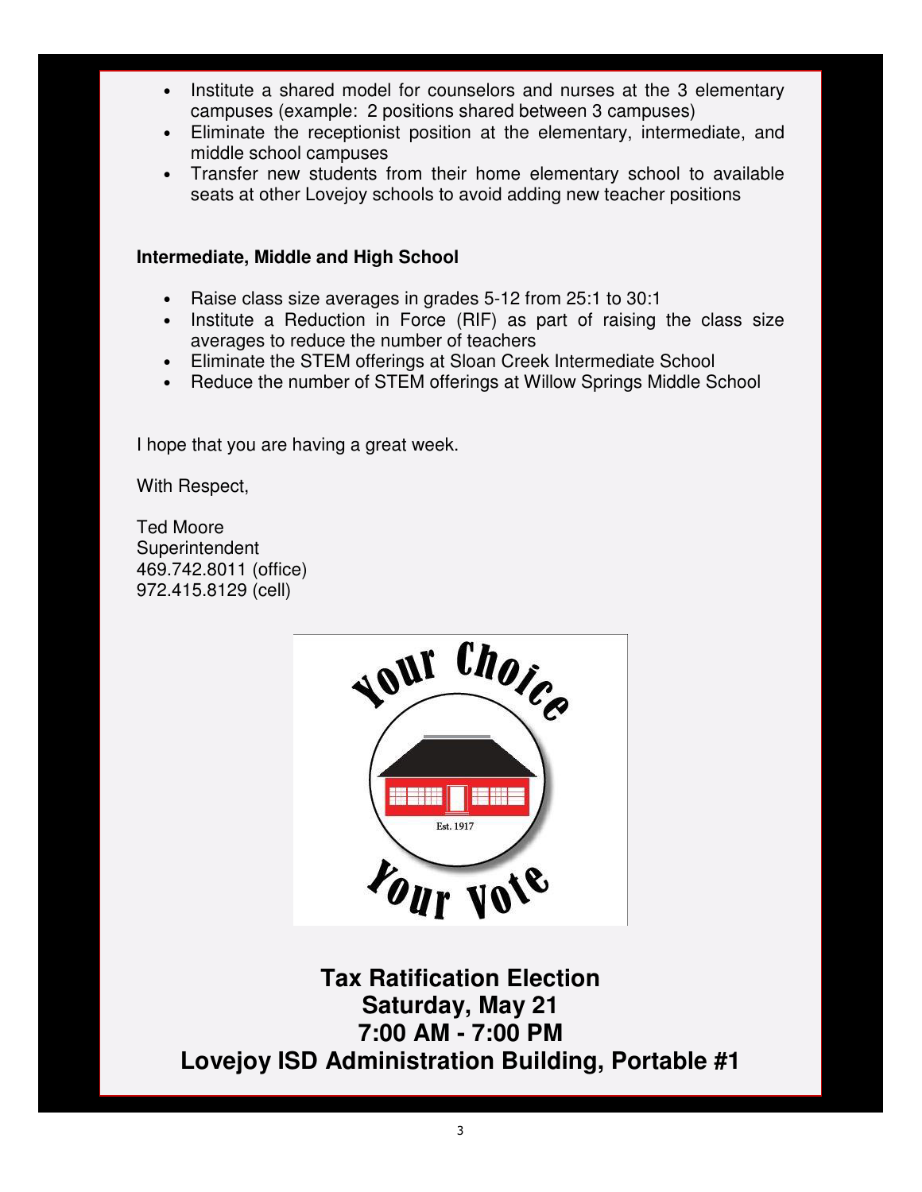- Institute a shared model for counselors and nurses at the 3 elementary campuses (example: 2 positions shared between 3 campuses)
- Eliminate the receptionist position at the elementary, intermediate, and middle school campuses
- Transfer new students from their home elementary school to available seats at other Lovejoy schools to avoid adding new teacher positions

**Intermediate, Middle and High School**

- Raise class size averages in grades 5-12 from 25:1 to 30:1
- Institute a Reduction in Force (RIF) as part of raising the class size averages to reduce the number of teachers
- Eliminate the STEM offerings at Sloan Creek Intermediate School
- Reduce the number of STEM offerings at Willow Springs Middle School

I hope that you are having a great week.

With Respect,

Ted Moore
Superintendent
469.742.8011 (office)
972.415.8129 (cell)

Your Choice Your Vote

Est. 1917

**Tax Ratification Election**
**Saturday, May 21**
**7:00 AM - 7:00 PM**
**Lovejoy ISD Administration Building, Portable #1**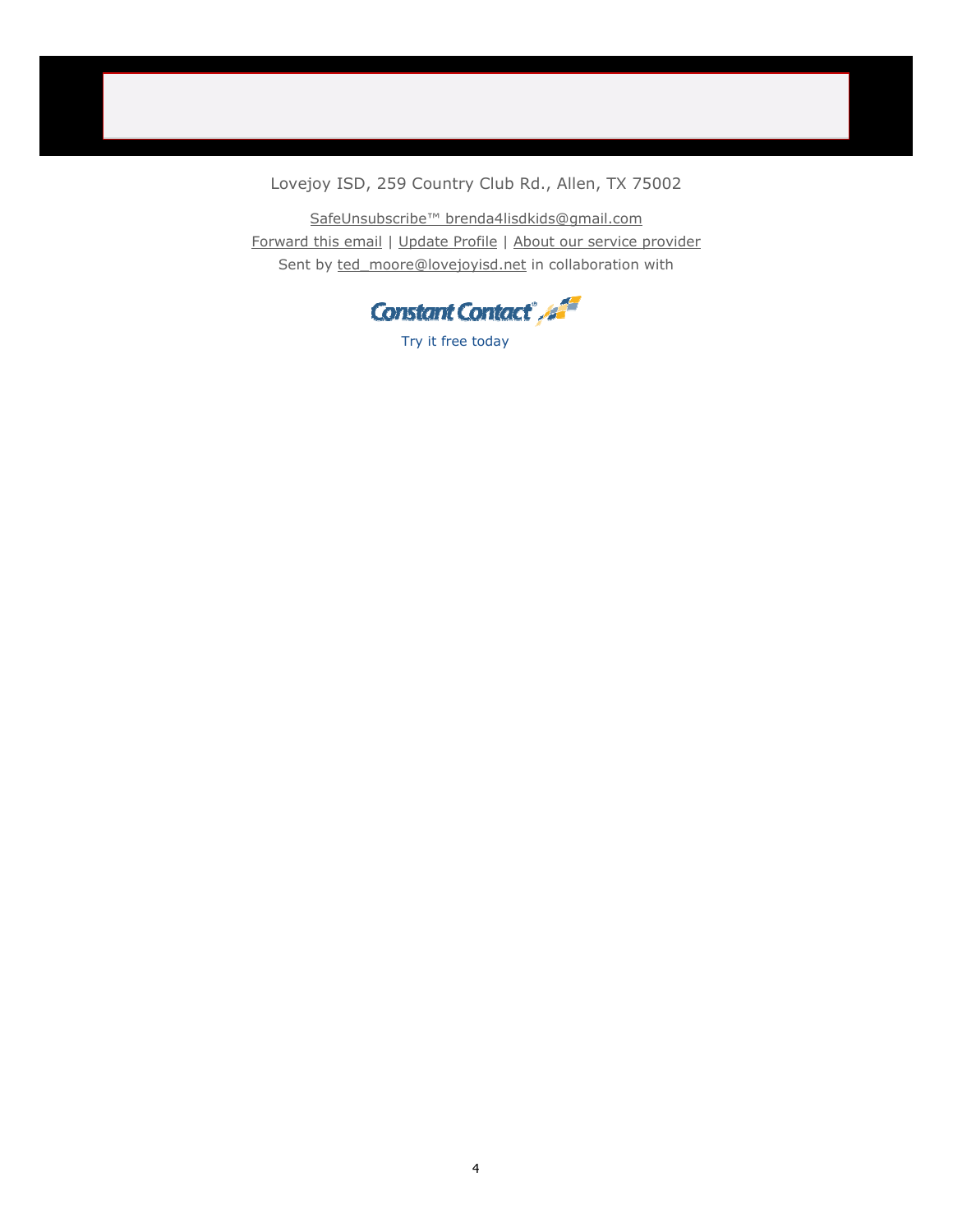Lovejoy ISD, 259 Country Club Rd., Allen, TX 75002

SafeUnsubscribe™ brenda4lisdkids@gmail.com

Forward this email | Update Profile | About our service provider

Sent by ted_moore@lovejoyisd.net in collaboration with

Constant Contact

Try it free today